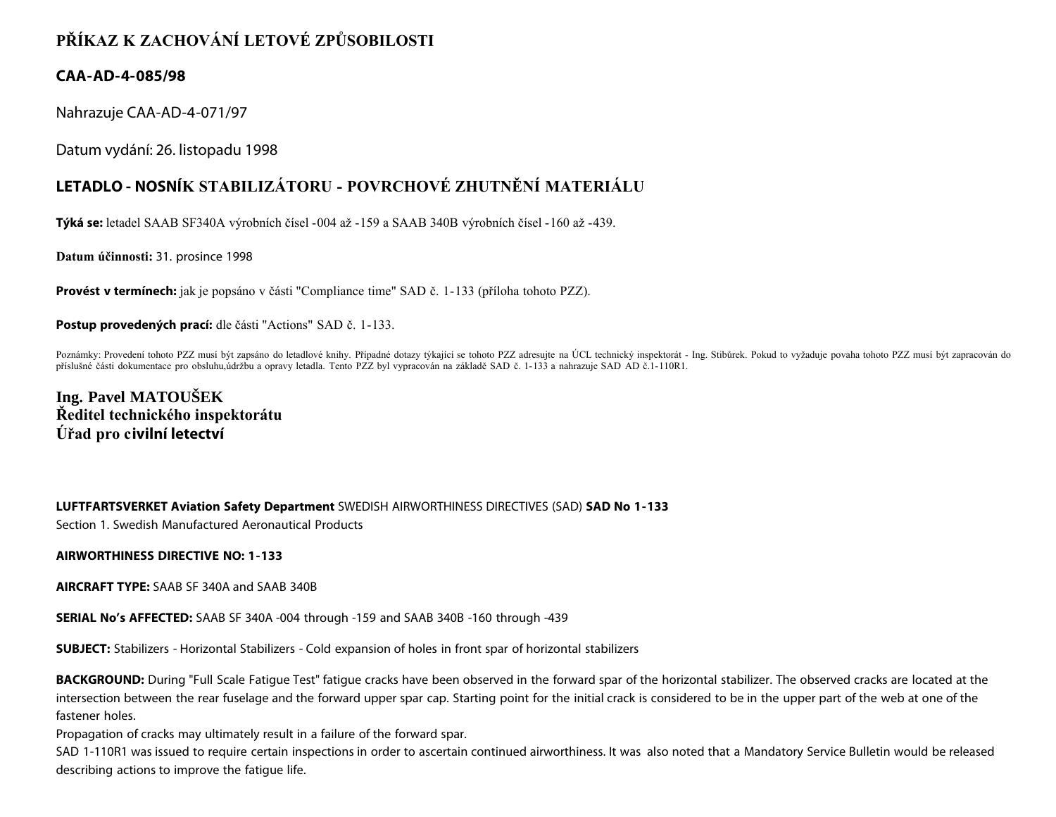## PŘÍKAZ K ZACHOVÁNÍ LETOVÉ ZPŮSOBILOSTI

### CAA-AD-4-085/98

Nahrazuje CAA-AD-4-071/97

Datum vydání: 26. listopadu 1998

### LETADLO - NOSNÍK STABILIZÁTORU - POVRCHOVÉ ZHUTNĚNÍ MATERIÁLU

**Týká se:** letadel SAAB SF340A výrobních čísel -004 až -159 a SAAB 340B výrobních čísel -160 až -439.

**Datum účinnosti:** 31. prosince 1998

**Provést v termínech:** jak je popsáno v části "Compliance time" SAD č. 1-133 (příloha tohoto PZZ).

**Postup provedených prací:** dle části "Actions" SAD č. 1-133.

Poznámky: Provedení tohoto PZZ musí být zapsáno do letadlové knihy. Případné dotazy týkající se tohoto PZZ adresujte na ÚCL technický inspektorát - Ing. Stibůrek. Pokud to vyžaduje povaha tohoto PZZ musí být zapracován do příslušné části dokumentace pro obsluhu,údržbu a opravy letadla. Tento PZZ byl vypracován na základě SAD č. 1-133 a nahrazuje SAD AD č.1-110R1.

**Ing. Pavel MATOUŠEK**
**Ředitel technického inspektorátu**
**Úřad pro civilní letectví**

**LUFTFARTSVERKET Aviation Safety Department** SWEDISH AIRWORTHINESS DIRECTIVES (SAD) **SAD No 1-133**
Section 1. Swedish Manufactured Aeronautical Products

**AIRWORTHINESS DIRECTIVE NO: 1-133**

**AIRCRAFT TYPE:** SAAB SF 340A and SAAB 340B

**SERIAL No's AFFECTED:** SAAB SF 340A -004 through -159 and SAAB 340B -160 through -439

**SUBJECT:** Stabilizers - Horizontal Stabilizers - Cold expansion of holes in front spar of horizontal stabilizers

**BACKGROUND:** During "Full Scale Fatigue Test" fatigue cracks have been observed in the forward spar of the horizontal stabilizer. The observed cracks are located at the intersection between the rear fuselage and the forward upper spar cap. Starting point for the initial crack is considered to be in the upper part of the web at one of the fastener holes.
Propagation of cracks may ultimately result in a failure of the forward spar.
SAD 1-110R1 was issued to require certain inspections in order to ascertain continued airworthiness. It was also noted that a Mandatory Service Bulletin would be released describing actions to improve the fatigue life.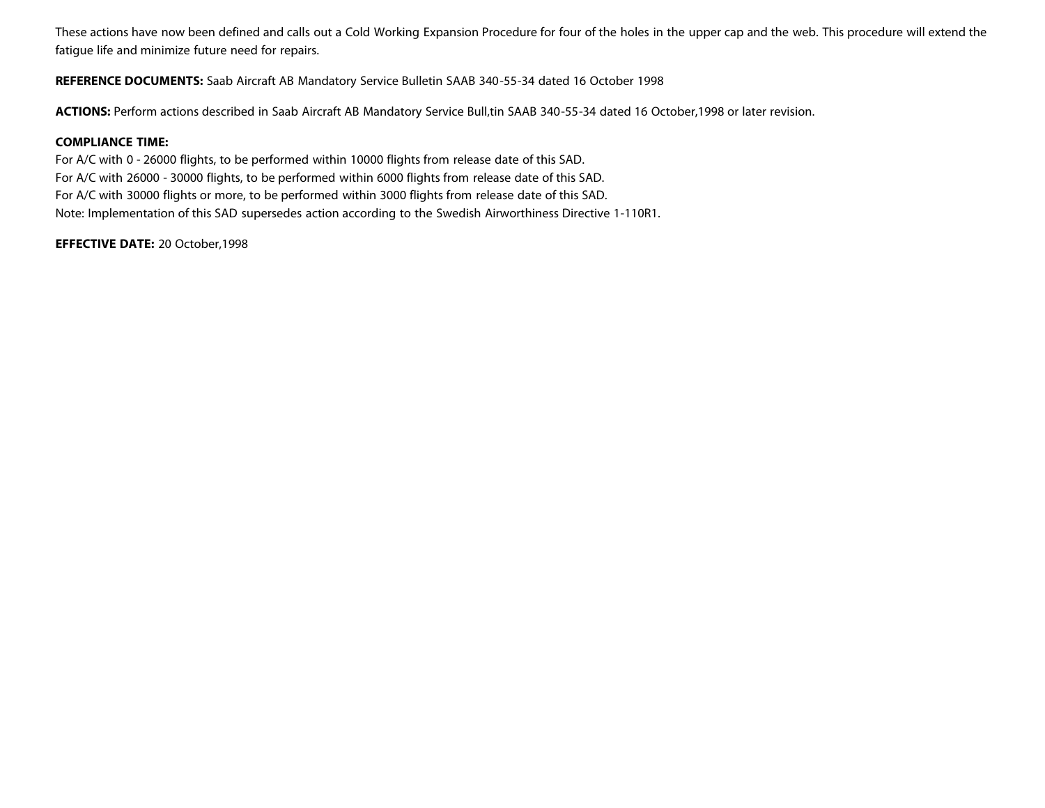These actions have now been defined and calls out a Cold Working Expansion Procedure for four of the holes in the upper cap and the web. This procedure will extend the fatigue life and minimize future need for repairs.

**REFERENCE DOCUMENTS:** Saab Aircraft AB Mandatory Service Bulletin SAAB 340-55-34 dated 16 October 1998

**ACTIONS:** Perform actions described in Saab Aircraft AB Mandatory Service Bull,tin SAAB 340-55-34 dated 16 October,1998 or later revision.

**COMPLIANCE TIME:**
For A/C with 0 - 26000 flights, to be performed within 10000 flights from release date of this SAD.
For A/C with 26000 - 30000 flights, to be performed within 6000 flights from release date of this SAD.
For A/C with 30000 flights or more, to be performed within 3000 flights from release date of this SAD.
Note: Implementation of this SAD supersedes action according to the Swedish Airworthiness Directive 1-110R1.

**EFFECTIVE DATE:** 20 October,1998